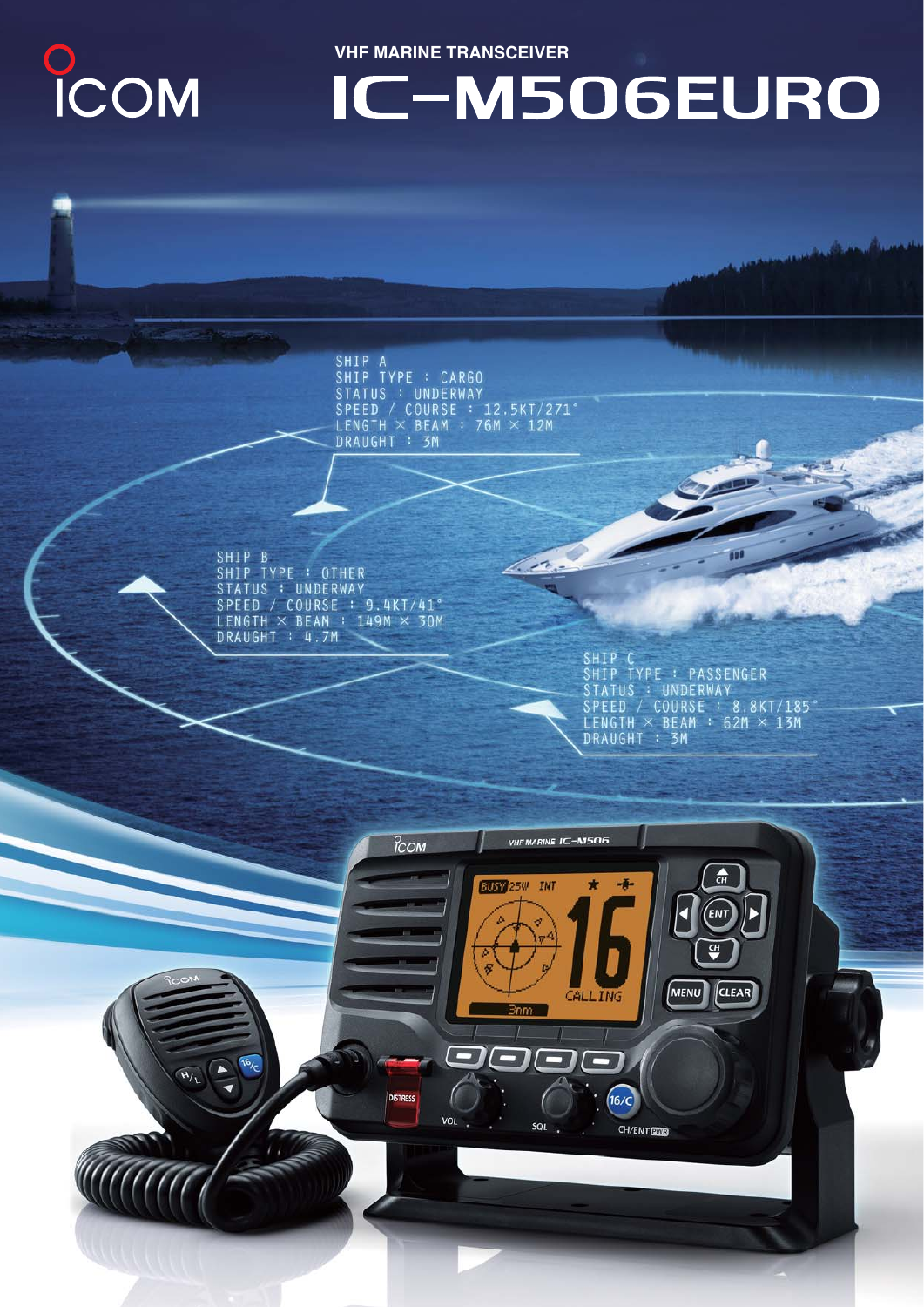ICOM

VHF MARINE TRANSCEIVER

# IC-M506EURO

SHIP A
SHIP TYPE : CARGO
STATUS : UNDERWAY
SPEED / COURSE : 12.5KT/271°
LENGTH × BEAM : 76M × 12M
DRAUGHT : 3M

SHIP B
SHIP TYPE : OTHER
STATUS : UNDERWAY
SPEED / COURSE : 9.4KT/41°
LENGTH × BEAM : 149M × 30M
DRAUGHT : 4.7M

SHIP C
SHIP TYPE : PASSENGER
STATUS : UNDERWAY
SPEED / COURSE : 8.8KT/185°
LENGTH × BEAM : 62M × 13M
DRAUGHT : 3M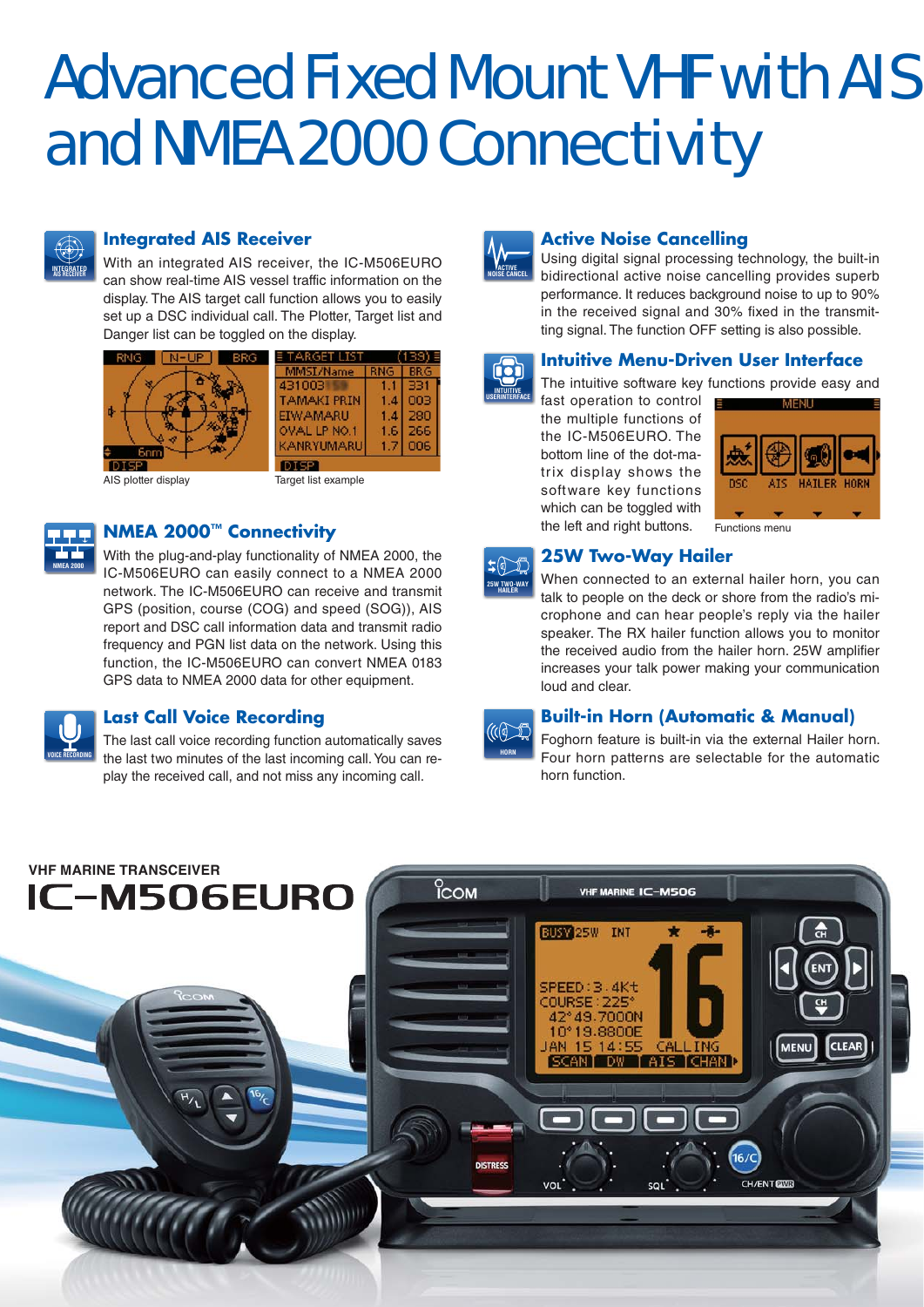# Advanced Fixed Mount VHF with AIS and NMEA2000 Connectivity

## Integrated AIS Receiver

With an integrated AIS receiver, the IC-M506EURO can show real-time AIS vessel traffic information on the display. The AIS target call function allows you to easily set up a DSC individual call. The Plotter, Target list and Danger list can be toggled on the display.

AIS plotter display

Target list example

## NMEA 2000™ Connectivity

With the plug-and-play functionality of NMEA 2000, the IC-M506EURO can easily connect to a NMEA 2000 network. The IC-M506EURO can receive and transmit GPS (position, course (COG) and speed (SOG)), AIS report and DSC call information data and transmit radio frequency and PGN list data on the network. Using this function, the IC-M506EURO can convert NMEA 0183 GPS data to NMEA 2000 data for other equipment.

## Last Call Voice Recording

The last call voice recording function automatically saves the last two minutes of the last incoming call. You can replay the received call, and not miss any incoming call.

## Active Noise Cancelling

Using digital signal processing technology, the built-in bidirectional active noise cancelling provides superb performance. It reduces background noise to up to 90% in the received signal and 30% fixed in the transmitting signal. The function OFF setting is also possible.

## Intuitive Menu-Driven User Interface

The intuitive software key functions provide easy and fast operation to control the multiple functions of the IC-M506EURO. The bottom line of the dot-matrix display shows the software key functions which can be toggled with the left and right buttons.

Functions menu

## 25W Two-Way Hailer

When connected to an external hailer horn, you can talk to people on the deck or shore from the radio's microphone and can hear people's reply via the hailer speaker. The RX hailer function allows you to monitor the received audio from the hailer horn. 25W amplifier increases your talk power making your communication loud and clear.

## Built-in Horn (Automatic & Manual)

Foghorn feature is built-in via the external Hailer horn. Four horn patterns are selectable for the automatic horn function.

VHF MARINE TRANSCEIVER

# IC-M506EURO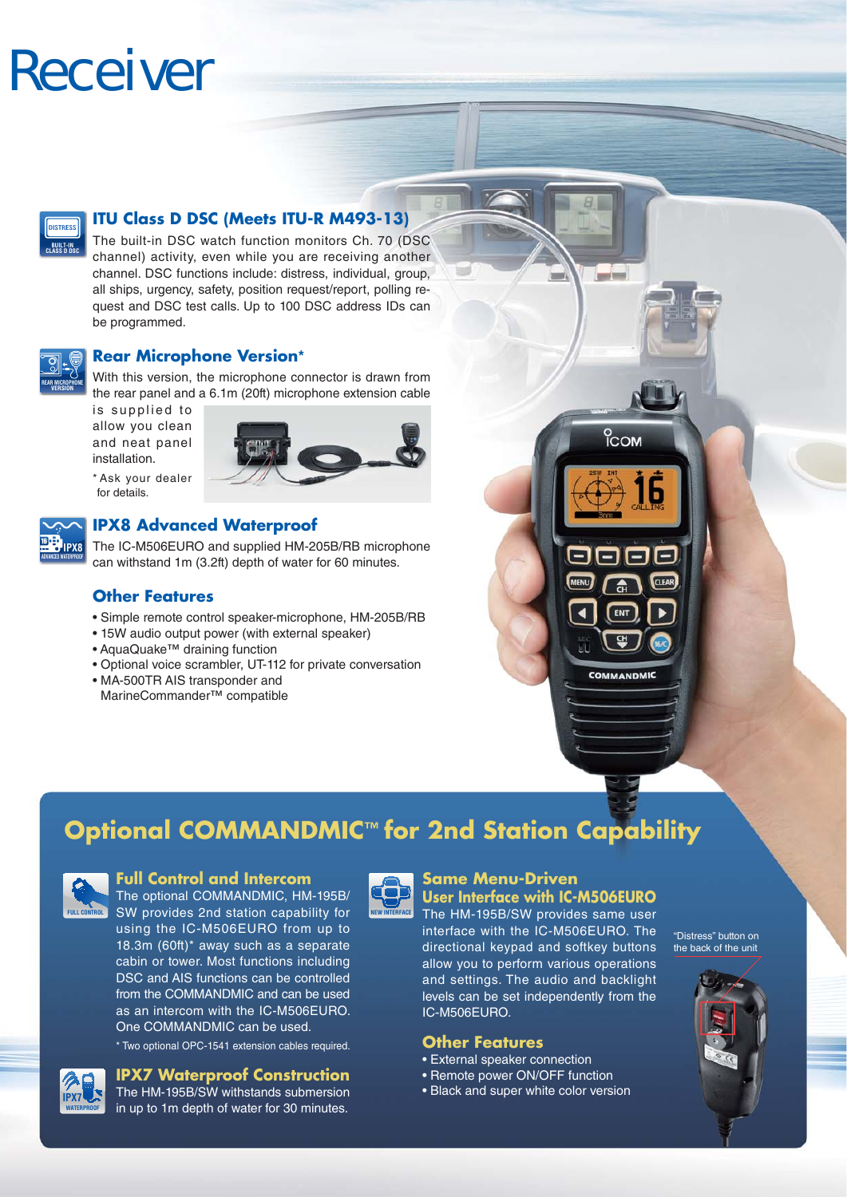# Receiver

### ITU Class D DSC (Meets ITU-R M493-13)

The built-in DSC watch function monitors Ch. 70 (DSC channel) activity, even while you are receiving another channel. DSC functions include: distress, individual, group, all ships, urgency, safety, position request/report, polling request and DSC test calls. Up to 100 DSC address IDs can be programmed.

### Rear Microphone Version*

With this version, the microphone connector is drawn from the rear panel and a 6.1m (20ft) microphone extension cable is supplied to allow you clean and neat panel installation.

* Ask your dealer for details.

### IPX8 Advanced Waterproof

The IC-M506EURO and supplied HM-205B/RB microphone can withstand 1m (3.2ft) depth of water for 60 minutes.

### Other Features

- Simple remote control speaker-microphone, HM-205B/RB
- 15W audio output power (with external speaker)
- AquaQuake™ draining function
- Optional voice scrambler, UT-112 for private conversation
- MA-500TR AIS transponder and MarineCommander™ compatible

## Optional COMMANDMIC™ for 2nd Station Capability

### Full Control and Intercom

The optional COMMANDMIC, HM-195B/SW provides 2nd station capability for using the IC-M506EURO from up to 18.3m (60ft)* away such as a separate cabin or tower. Most functions including DSC and AIS functions can be controlled from the COMMANDMIC and can be used as an intercom with the IC-M506EURO. One COMMANDMIC can be used.

* Two optional OPC-1541 extension cables required.

### IPX7 Waterproof Construction

The HM-195B/SW withstands submersion in up to 1m depth of water for 30 minutes.

### Same Menu-Driven User Interface with IC-M506EURO

The HM-195B/SW provides same user interface with the IC-M506EURO. The directional keypad and softkey buttons allow you to perform various operations and settings. The audio and backlight levels can be set independently from the IC-M506EURO.

### Other Features

- External speaker connection
- Remote power ON/OFF function
- Black and super white color version

"Distress" button on the back of the unit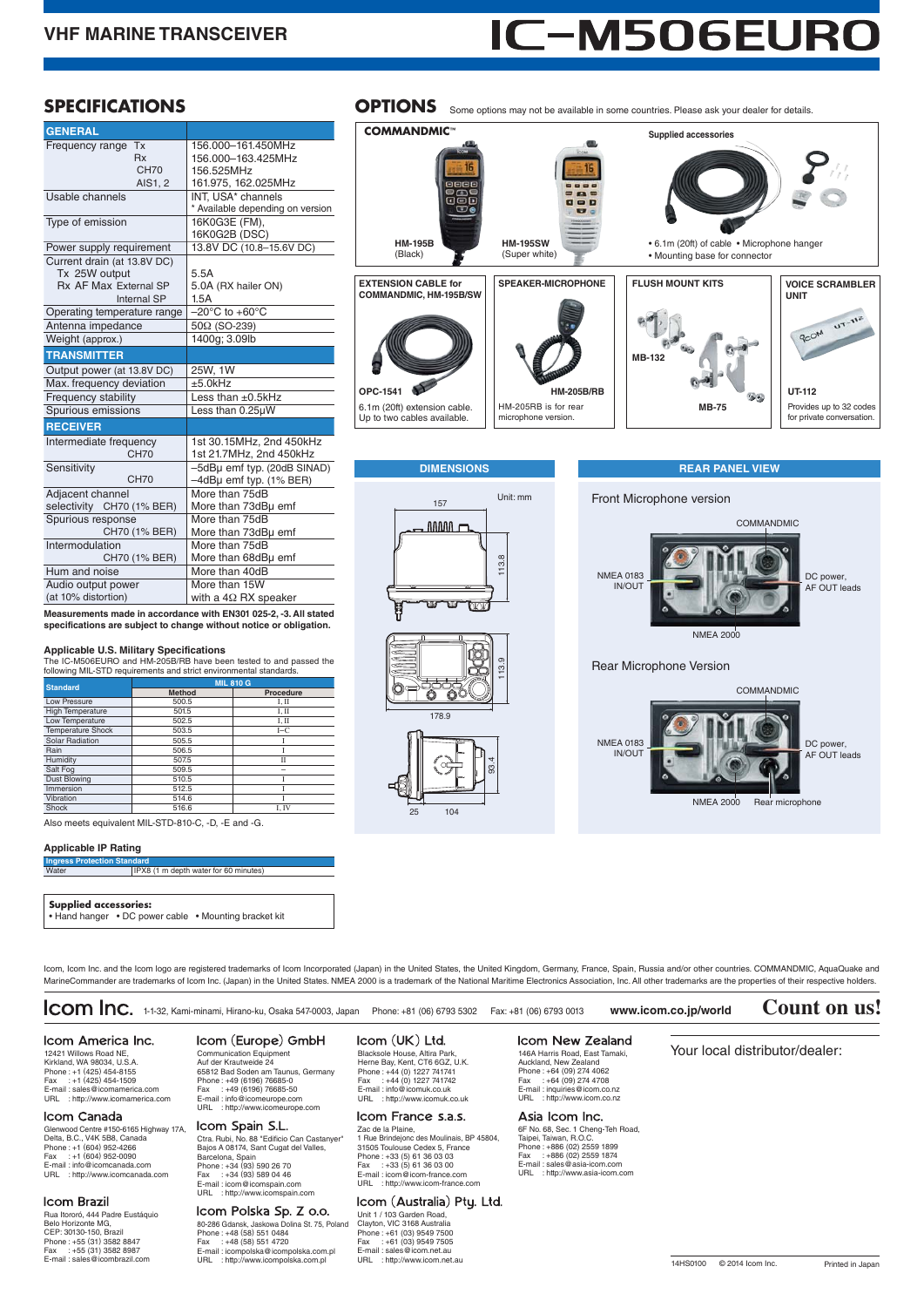# VHF MARINE TRANSCEIVER IC-M506EURO

## SPECIFICATIONS

| GENERAL | |
|---|---|
| Frequency range Tx | 156.000–161.450MHz |
| Rx | 156.000–163.425MHz |
| CH70 | 156.525MHz |
| AIS1, 2 | 161.975, 162.025MHz |
| Usable channels | INT, USA* channels<br>* Available depending on version |
| Type of emission | 16K0G3E (FM),<br>16K0G2B (DSC) |
| Power supply requirement | 13.8V DC (10.8–15.6V DC) |
| Current drain (at 13.8V DC) | |
| Tx 25W output | 5.5A |
| Rx AF Max External SP | 5.0A (RX hailer ON) |
| Internal SP | 1.5A |
| Operating temperature range | –20°C to +60°C |
| Antenna impedance | 50Ω (SO-239) |
| Weight (approx.) | 1400g; 3.09lb |
| **TRANSMITTER** | |
| Output power (at 13.8V DC) | 25W, 1W |
| Max. frequency deviation | ±5.0kHz |
| Frequency stability | Less than ±0.5kHz |
| Spurious emissions | Less than 0.25μW |
| **RECEIVER** | |
| Intermediate frequency | 1st 30.15MHz, 2nd 450kHz |
| CH70 | 1st 21.7MHz, 2nd 450kHz |
| Sensitivity | –5dBμ emf typ. (20dB SINAD) |
| CH70 | –4dBμ emf typ. (1% BER) |
| Adjacent channel | More than 75dB |
| selectivity CH70 (1% BER) | More than 73dBμ emf |
| Spurious response | More than 75dB |
| CH70 (1% BER) | More than 73dBμ emf |
| Intermodulation | More than 75dB |
| CH70 (1% BER) | More than 68dBμ emf |
| Hum and noise | More than 40dB |
| Audio output power<br>(at 10% distortion) | More than 15W<br>with a 4Ω RX speaker |

**Measurements made in accordance with EN301 025-2, -3. All stated specifications are subject to change without notice or obligation.**

### Applicable U.S. Military Specifications

The IC-M506EURO and HM-205B/RB have been tested to and passed the following MIL-STD requirements and strict environmental standards.

| Standard | MIL 810 G | |
|---|---|---|
| | Method | Procedure |
| Low Pressure | 500.5 | I, II |
| High Temperature | 501.5 | I, II |
| Low Temperature | 502.5 | I, II |
| Temperature Shock | 503.5 | I–C |
| Solar Radiation | 505.5 | I |
| Rain | 506.5 | I |
| Humidity | 507.5 | II |
| Salt Fog | 509.5 | – |
| Dust Blowing | 510.5 | I |
| Immersion | 512.5 | I |
| Vibration | 514.6 | I |
| Shock | 516.6 | I, IV |

Also meets equivalent MIL-STD-810-C, -D, -E and -G.

### Applicable IP Rating

| Ingress Protection Standard | |
|---|---|
| Water | IPX8 (1 m depth water for 60 minutes) |

**Supplied accessories:**
• Hand hanger • DC power cable • Mounting bracket kit

## OPTIONS

Some options may not be available in some countries. Please ask your dealer for details.

**COMMANDMIC™**

HM-195B (Black)

HM-195SW (Super white)

Supplied accessories
• 6.1m (20ft) of cable • Microphone hanger
• Mounting base for connector

**EXTENSION CABLE for COMMANDMIC, HM-195B/SW**
OPC-1541
6.1m (20ft) extension cable. Up to two cables available.

**SPEAKER-MICROPHONE**
HM-205B/RB
HM-205RB is for rear microphone version.

**FLUSH MOUNT KITS**
MB-132
MB-75

**VOICE SCRAMBLER UNIT**
UT-112
Provides up to 32 codes for private conversation.

### DIMENSIONS

Unit: mm

157
113.8
113.9
178.9
93.4
25
104

### REAR PANEL VIEW

Front Microphone version

COMMANDMIC
NMEA 0183 IN/OUT
DC power, AF OUT leads
NMEA 2000

Rear Microphone Version

COMMANDMIC
NMEA 0183 IN/OUT
DC power, AF OUT leads
NMEA 2000
Rear microphone

Icom, Icom Inc. and the Icom logo are registered trademarks of Icom Incorporated (Japan) in the United States, the United Kingdom, Germany, France, Spain, Russia and/or other countries. COMMANDMIC, AquaQuake and MarineCommander are trademarks of Icom Inc. (Japan) in the United States. NMEA 2000 is a trademark of the National Maritime Electronics Association, Inc. All other trademarks are the properties of their respective holders.

**Icom Inc.** 1-1-32, Kami-minami, Hirano-ku, Osaka 547-0003, Japan Phone: +81 (06) 6793 5302 Fax: +81 (06) 6793 0013 **www.icom.co.jp/world** **Count on us!**

**Icom America Inc.**
12421 Willows Road NE,
Kirkland, WA 98034, U.S.A.
Phone : +1 (425) 454-8155
Fax : +1 (425) 454-1509
E-mail : sales@icomamerica.com
URL : http://www.icomamerica.com

**Icom Canada**
Glenwood Centre #150-6165 Highway 17A,
Delta, B.C., V4K 5B8, Canada
Phone : +1 (604) 952-4266
Fax : +1 (604) 952-0090
E-mail : info@icomcanada.com
URL : http://www.icomcanada.com

**Icom Brazil**
Rua Itororó, 444 Padre Eustáquio
Belo Horizonte MG,
CEP: 30130-150, Brazil
Phone : +55 (31) 3582 8847
Fax : +55 (31) 3582 8987
E-mail : sales@icombrazil.com

**Icom (Europe) GmbH**
Communication Equipment
Auf der Krautweide 24
65812 Bad Soden am Taunus, Germany
Phone : +49 (6196) 76685-0
Fax : +49 (6196) 76685-50
E-mail : info@icomeurope.com
URL : http://www.icomeurope.com

**Icom Spain S.L.**
Ctra. Rubi, No. 88 "Edificio Can Castanyer"
Bajos A 08174, Sant Cugat del Valles,
Barcelona, Spain
Phone : +34 (93) 590 26 70
Fax : +34 (93) 589 04 46
E-mail : icom@icomspain.com
URL : http://www.icomspain.com

**Icom Polska Sp. Z o.o.**
80-286 Gdansk, Jaskowa Dolina St. 75, Poland
Phone : +48 (58) 551 0484
Fax : +48 (58) 551 4720
E-mail : icompolska@icompolska.com.pl
URL : http://www.icompolska.com.pl

**Icom (UK) Ltd.**
Blacksole House, Altira Park,
Herne Bay, Kent, CT6 6GZ, U.K.
Phone : +44 (0) 1227 741741
Fax : +44 (0) 1227 741742
E-mail : info@icomuk.co.uk
URL : http://www.icomuk.co.uk

**Icom France s.a.s.**
Zac de la Plaine,
1 Rue Brindejonc des Moulinais, BP 45804,
31505 Toulouse Cedex 5, France
Phone : +33 (5) 61 36 03 03
Fax : +33 (5) 61 36 03 00
E-mail : icom@icom-france.com
URL : http://www.icom-france.com

**Icom (Australia) Pty. Ltd.**
Unit 1 / 103 Garden Road,
Clayton, VIC 3168 Australia
Phone : +61 (03) 9549 7500
Fax : +61 (03) 9549 7505
E-mail : sales@icom.net.au
URL : http://www.icom.net.au

**Icom New Zealand**
146A Harris Road, East Tamaki,
Auckland, New Zealand
Phone : +64 (09) 274 4062
Fax : +64 (09) 274 4708
E-mail : inquiries@icom.co.nz
URL : http://www.icom.co.nz

**Asia Icom Inc.**
6F No. 68, Sec. 1 Cheng-Teh Road,
Taipei, Taiwan, R.O.C.
Phone : +886 (02) 2559 1899
Fax : +886 (02) 2559 1874
E-mail : sales@asia-icom.com
URL : http://www.asia-icom.com

Your local distributor/dealer:

14HS0100 © 2014 Icom Inc. Printed in Japan